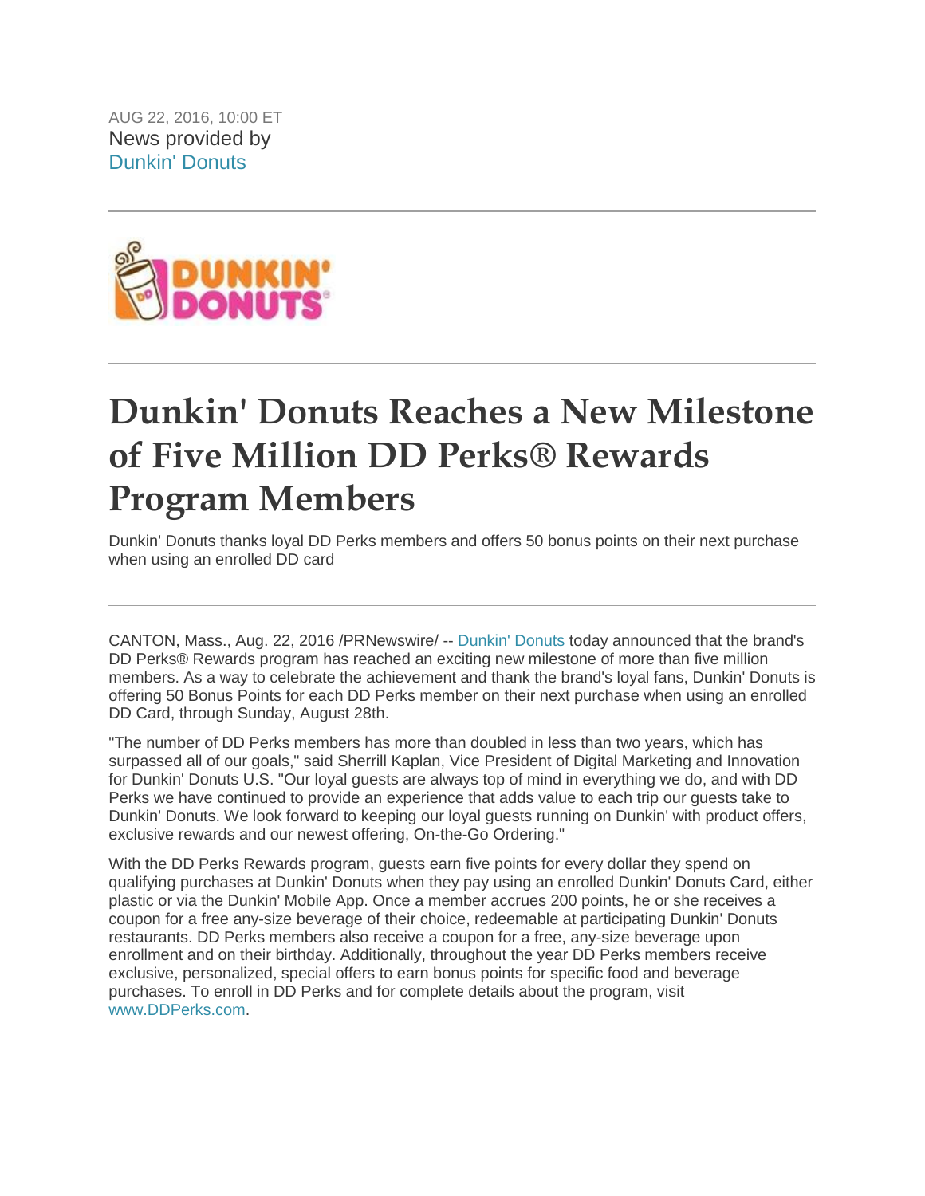AUG 22, 2016, 10:00 ET
News provided by
Dunkin' Donuts

---

# Dunkin' Donuts Reaches a New Milestone of Five Million DD Perks® Rewards Program Members

Dunkin' Donuts thanks loyal DD Perks members and offers 50 bonus points on their next purchase when using an enrolled DD card

---

CANTON, Mass., Aug. 22, 2016 /PRNewswire/ -- Dunkin' Donuts today announced that the brand's DD Perks® Rewards program has reached an exciting new milestone of more than five million members. As a way to celebrate the achievement and thank the brand's loyal fans, Dunkin' Donuts is offering 50 Bonus Points for each DD Perks member on their next purchase when using an enrolled DD Card, through Sunday, August 28th.

"The number of DD Perks members has more than doubled in less than two years, which has surpassed all of our goals," said Sherrill Kaplan, Vice President of Digital Marketing and Innovation for Dunkin' Donuts U.S. "Our loyal guests are always top of mind in everything we do, and with DD Perks we have continued to provide an experience that adds value to each trip our guests take to Dunkin' Donuts. We look forward to keeping our loyal guests running on Dunkin' with product offers, exclusive rewards and our newest offering, On-the-Go Ordering."

With the DD Perks Rewards program, guests earn five points for every dollar they spend on qualifying purchases at Dunkin' Donuts when they pay using an enrolled Dunkin' Donuts Card, either plastic or via the Dunkin' Mobile App. Once a member accrues 200 points, he or she receives a coupon for a free any-size beverage of their choice, redeemable at participating Dunkin' Donuts restaurants. DD Perks members also receive a coupon for a free, any-size beverage upon enrollment and on their birthday. Additionally, throughout the year DD Perks members receive exclusive, personalized, special offers to earn bonus points for specific food and beverage purchases. To enroll in DD Perks and for complete details about the program, visit www.DDPerks.com.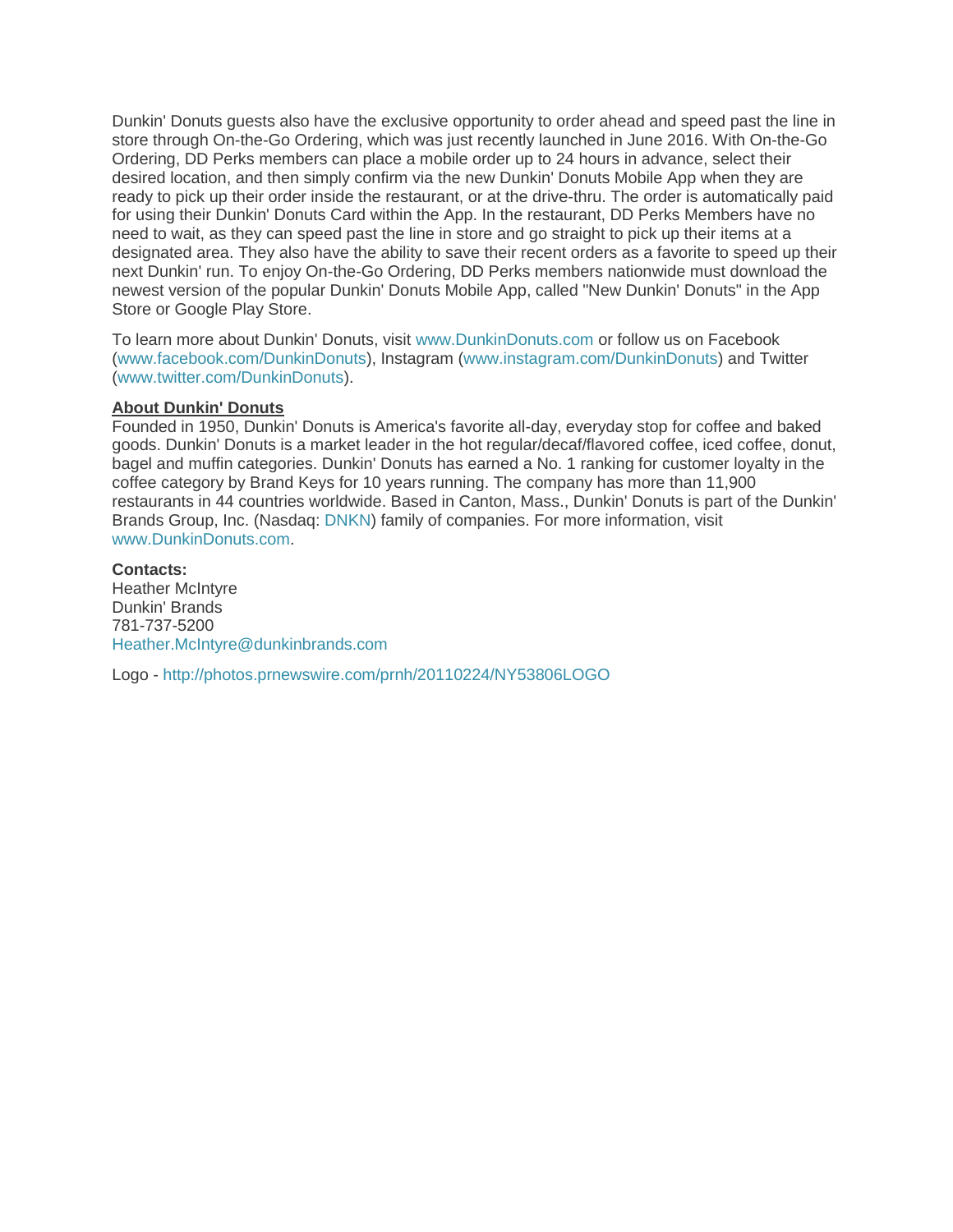Dunkin' Donuts guests also have the exclusive opportunity to order ahead and speed past the line in store through On-the-Go Ordering, which was just recently launched in June 2016. With On-the-Go Ordering, DD Perks members can place a mobile order up to 24 hours in advance, select their desired location, and then simply confirm via the new Dunkin' Donuts Mobile App when they are ready to pick up their order inside the restaurant, or at the drive-thru. The order is automatically paid for using their Dunkin' Donuts Card within the App. In the restaurant, DD Perks Members have no need to wait, as they can speed past the line in store and go straight to pick up their items at a designated area. They also have the ability to save their recent orders as a favorite to speed up their next Dunkin' run. To enjoy On-the-Go Ordering, DD Perks members nationwide must download the newest version of the popular Dunkin' Donuts Mobile App, called "New Dunkin' Donuts" in the App Store or Google Play Store.

To learn more about Dunkin' Donuts, visit www.DunkinDonuts.com or follow us on Facebook (www.facebook.com/DunkinDonuts), Instagram (www.instagram.com/DunkinDonuts) and Twitter (www.twitter.com/DunkinDonuts).

**About Dunkin' Donuts**
Founded in 1950, Dunkin' Donuts is America's favorite all-day, everyday stop for coffee and baked goods. Dunkin' Donuts is a market leader in the hot regular/decaf/flavored coffee, iced coffee, donut, bagel and muffin categories. Dunkin' Donuts has earned a No. 1 ranking for customer loyalty in the coffee category by Brand Keys for 10 years running. The company has more than 11,900 restaurants in 44 countries worldwide. Based in Canton, Mass., Dunkin' Donuts is part of the Dunkin' Brands Group, Inc. (Nasdaq: DNKN) family of companies. For more information, visit www.DunkinDonuts.com.

**Contacts:**
Heather McIntyre
Dunkin' Brands
781-737-5200
Heather.McIntyre@dunkinbrands.com

Logo - http://photos.prnewswire.com/prnh/20110224/NY53806LOGO